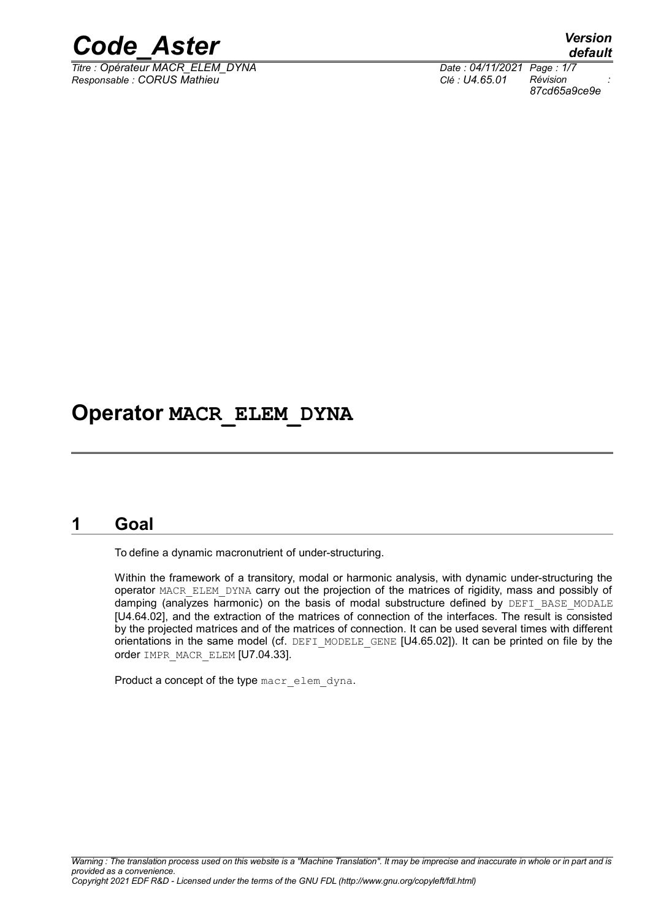# Operator MACR_ELEM_DYNA

## 1 Goal

To define a dynamic macronutrient of under-structuring.

Within the framework of a transitory, modal or harmonic analysis, with dynamic under-structuring the operator MACR_ELEM_DYNA carry out the projection of the matrices of rigidity, mass and possibly of damping (analyzes harmonic) on the basis of modal substructure defined by DEFI_BASE_MODALE [U4.64.02], and the extraction of the matrices of connection of the interfaces. The result is consisted by the projected matrices and of the matrices of connection. It can be used several times with different orientations in the same model (cf. DEFI_MODELE_GENE [U4.65.02]). It can be printed on file by the order IMPR_MACR_ELEM [U7.04.33].

Product a concept of the type macr_elem_dyna.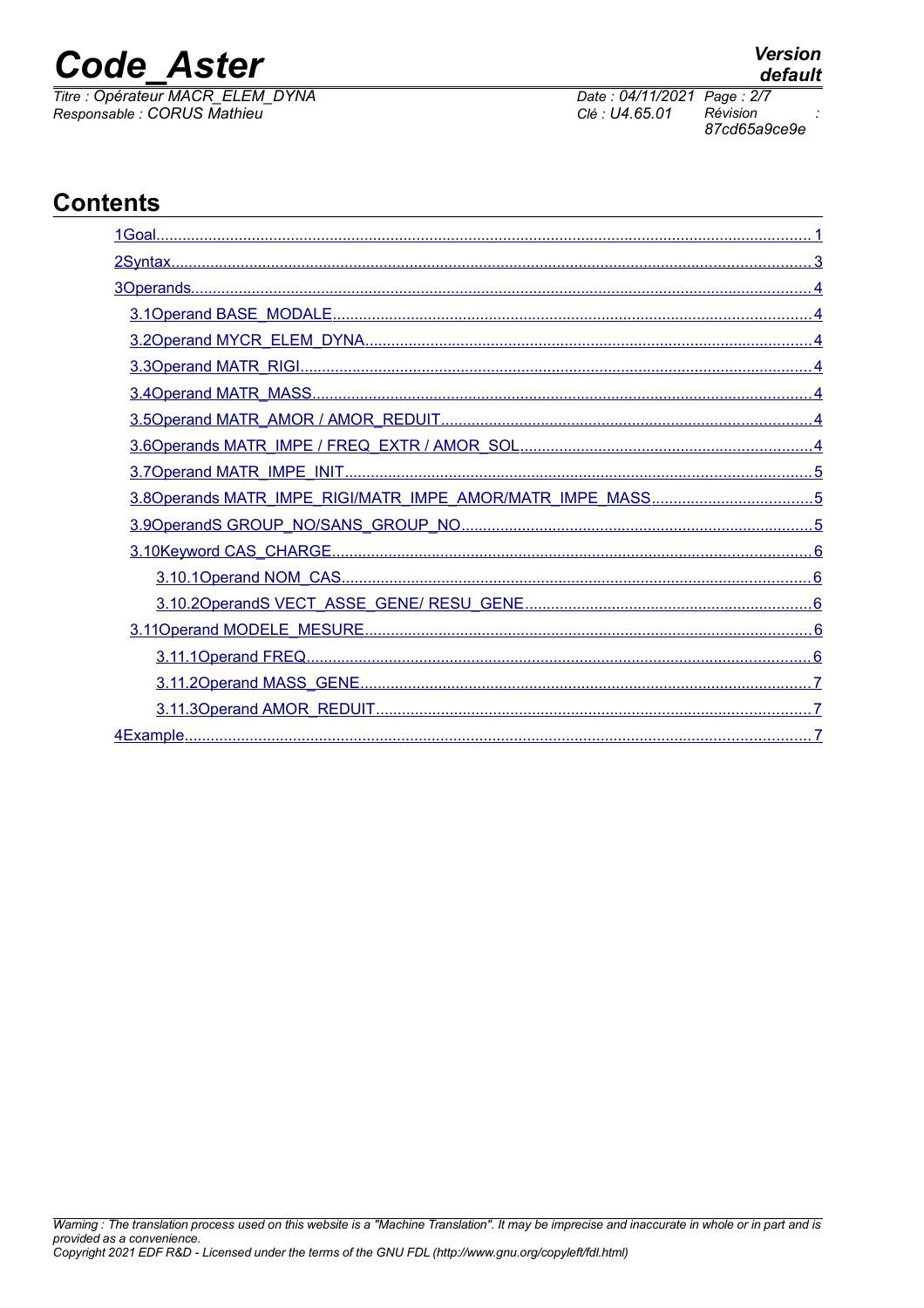# Contents

1Goal........................................................................................................................................ 1

2Syntax..................................................................................................................................... 3

3Operands................................................................................................................................ 4

3.1Operand BASE_MODALE.............................................................................................. 4

3.2Operand MYCR_ELEM_DYNA....................................................................................... 4

3.3Operand MATR_RIGI...................................................................................................... 4

3.4Operand MATR_MASS................................................................................................... 4

3.5Operand MATR_AMOR / AMOR_REDUIT..................................................................... 4

3.6Operands MATR_IMPE / FREQ_EXTR / AMOR_SOL................................................... 4

3.7Operand MATR_IMPE_INIT............................................................................................ 5

3.8Operands MATR_IMPE_RIGI/MATR_IMPE_AMOR/MATR_IMPE_MASS..................... 5

3.9OperandS GROUP_NO/SANS_GROUP_NO................................................................. 5

3.10Keyword CAS_CHARGE.............................................................................................. 6

3.10.1Operand NOM_CAS............................................................................................ 6

3.10.2OperandS VECT_ASSE_GENE/ RESU_GENE................................................. 6

3.11Operand MODELE_MESURE....................................................................................... 6

3.11.1Operand FREQ.................................................................................................... 6

3.11.2Operand MASS_GENE........................................................................................ 7

3.11.3Operand AMOR_REDUIT.................................................................................... 7

4Example.................................................................................................................................. 7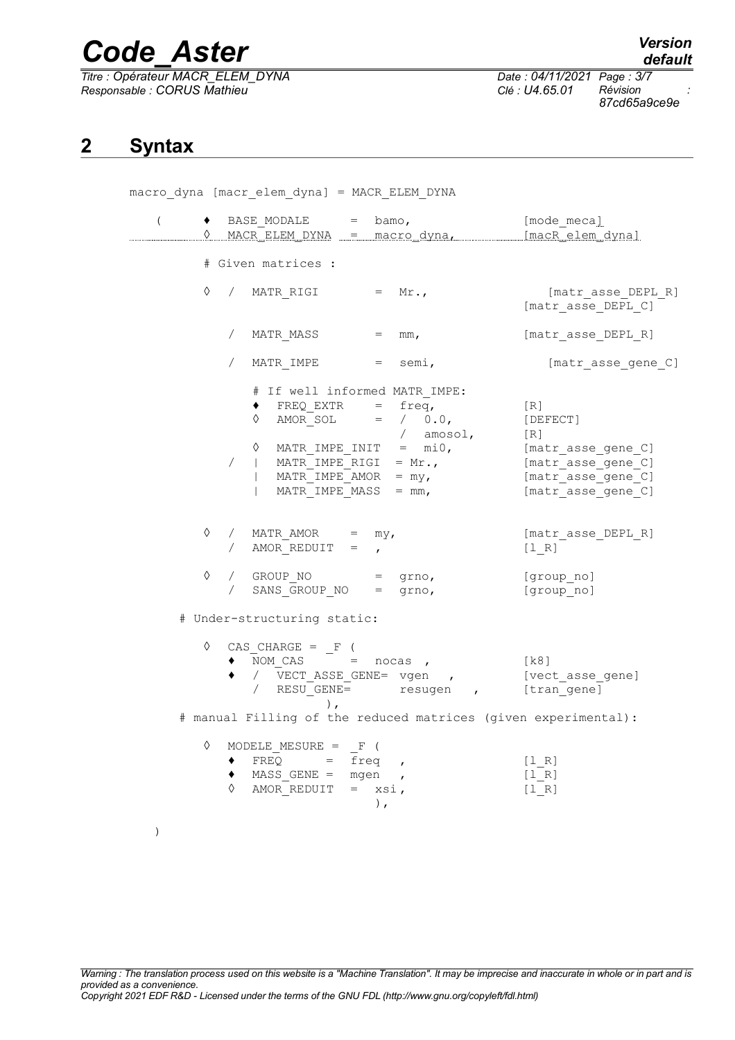## 2 Syntax

```
macro_dyna [macr_elem_dyna] = MACR_ELEM_DYNA

  (    ♦  BASE_MODALE      =  bamo,                 [mode_meca]
       ◊  MACR_ELEM_DYNA   =  macro_dyna,           [macR_elem_dyna]

       # Given matrices :

       ◊  /  MATR_RIGI        =  Mr.,                  [matr_asse_DEPL_R]
                                                     [matr_asse_DEPL_C]

          /  MATR_MASS        =  mm,                 [matr_asse_DEPL_R]

          /  MATR_IMPE        =  semi,                 [matr_asse_gene_C]

             # If well informed MATR_IMPE:
             ♦  FREQ_EXTR    =  freq,               [R]
             ◊  AMOR_SOL     =  /  0.0,             [DEFECT]
                                /  amosol,          [R]
             ◊  MATR_IMPE_INIT  =  mi0,             [matr_asse_gene_C]
          /  |  MATR_IMPE_RIGI  = Mr.,              [matr_asse_gene_C]
             |  MATR_IMPE_AMOR  = my,               [matr_asse_gene_C]
             |  MATR_IMPE_MASS  = mm,               [matr_asse_gene_C]


       ◊  /  MATR_AMOR     =  my,                   [matr_asse_DEPL_R]
          /  AMOR_REDUIT   =  ,                     [l_R]

       ◊  /  GROUP_NO         =  grno,              [group_no]
          /  SANS_GROUP_NO    =  grno,              [group_no]

     # Under-structuring static:

       ◊  CAS_CHARGE =  _F (
          ♦  NOM_CAS      =  nocas ,                [k8]
          ♦  /  VECT_ASSE_GENE= vgen   ,            [vect_asse_gene]
             /  RESU_GENE=       resugen   ,        [tran_gene]
                         ),
     # manual Filling of the reduced matrices (given experimental):

       ◊  MODELE_MESURE =  _F (
          ♦  FREQ      =  freq  ,                   [l_R]
          ♦  MASS_GENE =  mgen  ,                   [l_R]
          ◊  AMOR_REDUIT   =  xsi ,                 [l_R]
                                ),

  )
```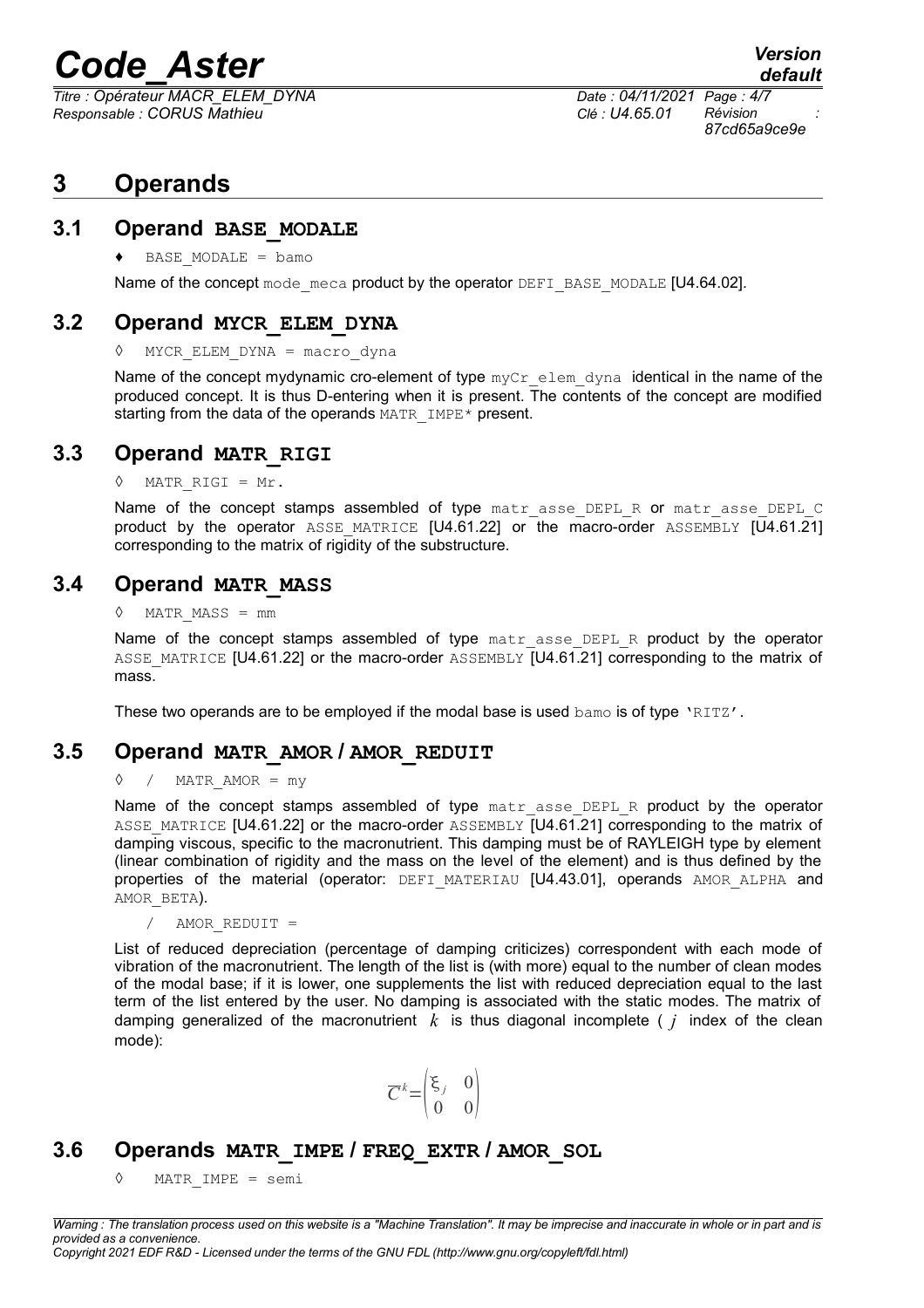# 3 Operands

## 3.1 Operand BASE_MODALE

♦ BASE_MODALE = bamo

Name of the concept mode_meca product by the operator DEFI_BASE_MODALE [U4.64.02].

## 3.2 Operand MYCR_ELEM_DYNA

◊ MYCR_ELEM_DYNA = macro_dyna

Name of the concept mydynamic cro-element of type myCr_elem_dyna identical in the name of the produced concept. It is thus D-entering when it is present. The contents of the concept are modified starting from the data of the operands MATR_IMPE* present.

## 3.3 Operand MATR_RIGI

◊ MATR_RIGI = Mr.

Name of the concept stamps assembled of type matr_asse_DEPL_R or matr_asse_DEPL_C product by the operator ASSE_MATRICE [U4.61.22] or the macro-order ASSEMBLY [U4.61.21] corresponding to the matrix of rigidity of the substructure.

## 3.4 Operand MATR_MASS

◊ MATR_MASS = mm

Name of the concept stamps assembled of type matr_asse_DEPL_R product by the operator ASSE_MATRICE [U4.61.22] or the macro-order ASSEMBLY [U4.61.21] corresponding to the matrix of mass.

These two operands are to be employed if the modal base is used bamo is of type 'RITZ'.

## 3.5 Operand MATR_AMOR / AMOR_REDUIT

◊ / MATR_AMOR = my

Name of the concept stamps assembled of type matr_asse_DEPL_R product by the operator ASSE_MATRICE [U4.61.22] or the macro-order ASSEMBLY [U4.61.21] corresponding to the matrix of damping viscous, specific to the macronutrient. This damping must be of RAYLEIGH type by element (linear combination of rigidity and the mass on the level of the element) and is thus defined by the properties of the material (operator: DEFI_MATERIAU [U4.43.01], operands AMOR_ALPHA and AMOR_BETA).

/ AMOR_REDUIT =

List of reduced depreciation (percentage of damping criticizes) correspondent with each mode of vibration of the macronutrient. The length of the list is (with more) equal to the number of clean modes of the modal base; if it is lower, one supplements the list with reduced depreciation equal to the last term of the list entered by the user. No damping is associated with the static modes. The matrix of damping generalized of the macronutrient $k$ is thus diagonal incomplete ( $j$ index of the clean mode):

$$\overline{C}^k = \begin{pmatrix} \xi_j & 0 \\ 0 & 0 \end{pmatrix}$$

## 3.6 Operands MATR_IMPE / FREQ_EXTR / AMOR_SOL

◊ MATR_IMPE = semi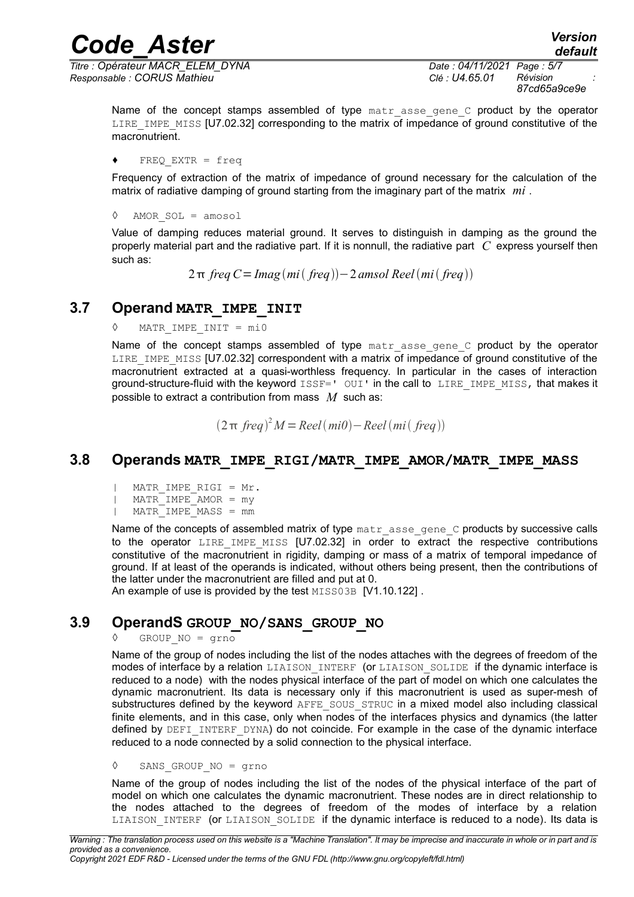Name of the concept stamps assembled of type `matr_asse_gene_C` product by the operator `LIRE_IMPE_MISS` [U7.02.32] corresponding to the matrix of impedance of ground constitutive of the macronutrient.

♦ `FREQ_EXTR = freq`

Frequency of extraction of the matrix of impedance of ground necessary for the calculation of the matrix of radiative damping of ground starting from the imaginary part of the matrix $mi$.

◊ `AMOR_SOL = amosol`

Value of damping reduces material ground. It serves to distinguish in damping as the ground the properly material part and the radiative part. If it is nonnull, the radiative part $C$ express yourself then such as:

$$2\pi\ freq\ C = Imag(mi(freq)) - 2\ amsol\ Reel(mi(freq))$$

## 3.7 Operand MATR_IMPE_INIT

◊ `MATR_IMPE_INIT = mi0`

Name of the concept stamps assembled of type `matr_asse_gene_C` product by the operator `LIRE_IMPE_MISS` [U7.02.32] correspondent with a matrix of impedance of ground constitutive of the macronutrient extracted at a quasi-worthless frequency. In particular in the cases of interaction ground-structure-fluid with the keyword `ISSF=' OUI'` in the call to `LIRE_IMPE_MISS`, that makes it possible to extract a contribution from mass $M$ such as:

$$(2\pi\ freq)^2 M = Reel(mi0) - Reel(mi(freq))$$

## 3.8 Operands MATR_IMPE_RIGI/MATR_IMPE_AMOR/MATR_IMPE_MASS

```
| MATR_IMPE_RIGI = Mr.
| MATR_IMPE_AMOR = my
| MATR_IMPE_MASS = mm
```

Name of the concepts of assembled matrix of type `matr_asse_gene_C` products by successive calls to the operator `LIRE_IMPE_MISS` [U7.02.32] in order to extract the respective contributions constitutive of the macronutrient in rigidity, damping or mass of a matrix of temporal impedance of ground. If at least of the operands is indicated, without others being present, then the contributions of the latter under the macronutrient are filled and put at 0.
An example of use is provided by the test `MISS03B` [V1.10.122] .

## 3.9 OperandS GROUP_NO/SANS_GROUP_NO

◊ `GROUP_NO = grno`

Name of the group of nodes including the list of the nodes attaches with the degrees of freedom of the modes of interface by a relation `LIAISON_INTERF` (or `LIAISON_SOLIDE` if the dynamic interface is reduced to a node) with the nodes physical interface of the part of model on which one calculates the dynamic macronutrient. Its data is necessary only if this macronutrient is used as super-mesh of substructures defined by the keyword `AFFE_SOUS_STRUC` in a mixed model also including classical finite elements, and in this case, only when nodes of the interfaces physics and dynamics (the latter defined by `DEFI_INTERF_DYNA`) do not coincide. For example in the case of the dynamic interface reduced to a node connected by a solid connection to the physical interface.

◊ `SANS_GROUP_NO = grno`

Name of the group of nodes including the list of the nodes of the physical interface of the part of model on which one calculates the dynamic macronutrient. These nodes are in direct relationship to the nodes attached to the degrees of freedom of the modes of interface by a relation `LIAISON_INTERF` (or `LIAISON_SOLIDE` if the dynamic interface is reduced to a node). Its data is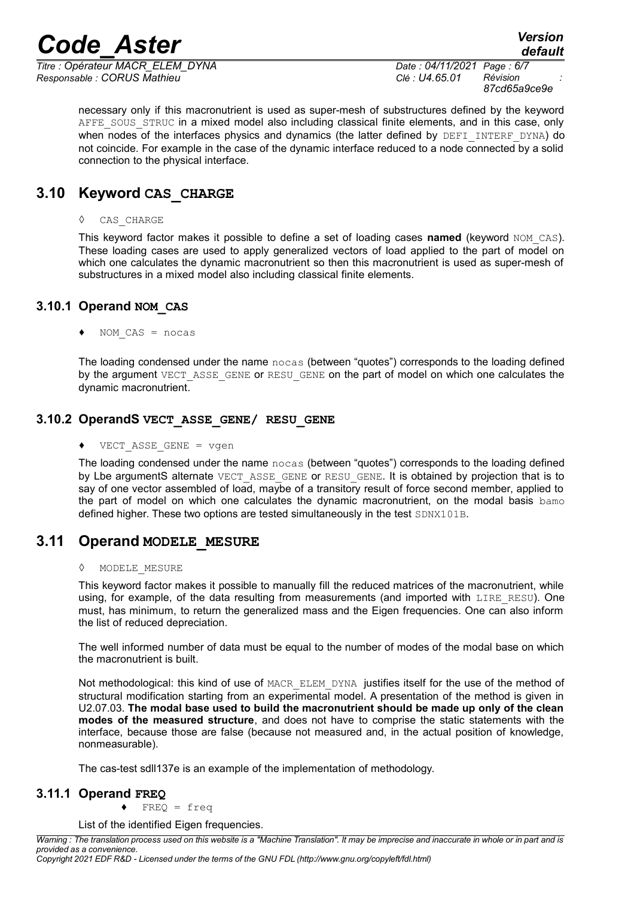necessary only if this macronutrient is used as super-mesh of substructures defined by the keyword AFFE_SOUS_STRUC in a mixed model also including classical finite elements, and in this case, only when nodes of the interfaces physics and dynamics (the latter defined by DEFI_INTERF_DYNA) do not coincide. For example in the case of the dynamic interface reduced to a node connected by a solid connection to the physical interface.

## 3.10 Keyword CAS_CHARGE

◊ CAS_CHARGE

This keyword factor makes it possible to define a set of loading cases **named** (keyword NOM_CAS). These loading cases are used to apply generalized vectors of load applied to the part of model on which one calculates the dynamic macronutrient so then this macronutrient is used as super-mesh of substructures in a mixed model also including classical finite elements.

### 3.10.1 Operand NOM_CAS

♦ NOM_CAS = nocas

The loading condensed under the name nocas (between "quotes") corresponds to the loading defined by the argument VECT_ASSE_GENE or RESU_GENE on the part of model on which one calculates the dynamic macronutrient.

### 3.10.2 OperandS VECT_ASSE_GENE/ RESU_GENE

♦ VECT_ASSE_GENE = vgen

The loading condensed under the name nocas (between "quotes") corresponds to the loading defined by Lbe argumentS alternate VECT_ASSE_GENE or RESU_GENE. It is obtained by projection that is to say of one vector assembled of load, maybe of a transitory result of force second member, applied to the part of model on which one calculates the dynamic macronutrient, on the modal basis bamo defined higher. These two options are tested simultaneously in the test SDNX101B.

## 3.11 Operand MODELE_MESURE

◊ MODELE_MESURE

This keyword factor makes it possible to manually fill the reduced matrices of the macronutrient, while using, for example, of the data resulting from measurements (and imported with LIRE_RESU). One must, has minimum, to return the generalized mass and the Eigen frequencies. One can also inform the list of reduced depreciation.

The well informed number of data must be equal to the number of modes of the modal base on which the macronutrient is built.

Not methodological: this kind of use of MACR_ELEM_DYNA justifies itself for the use of the method of structural modification starting from an experimental model. A presentation of the method is given in U2.07.03. **The modal base used to build the macronutrient should be made up only of the clean modes of the measured structure**, and does not have to comprise the static statements with the interface, because those are false (because not measured and, in the actual position of knowledge, nonmeasurable).

The cas-test sdll137e is an example of the implementation of methodology.

### 3.11.1 Operand FREQ

♦ FREQ = freq

List of the identified Eigen frequencies.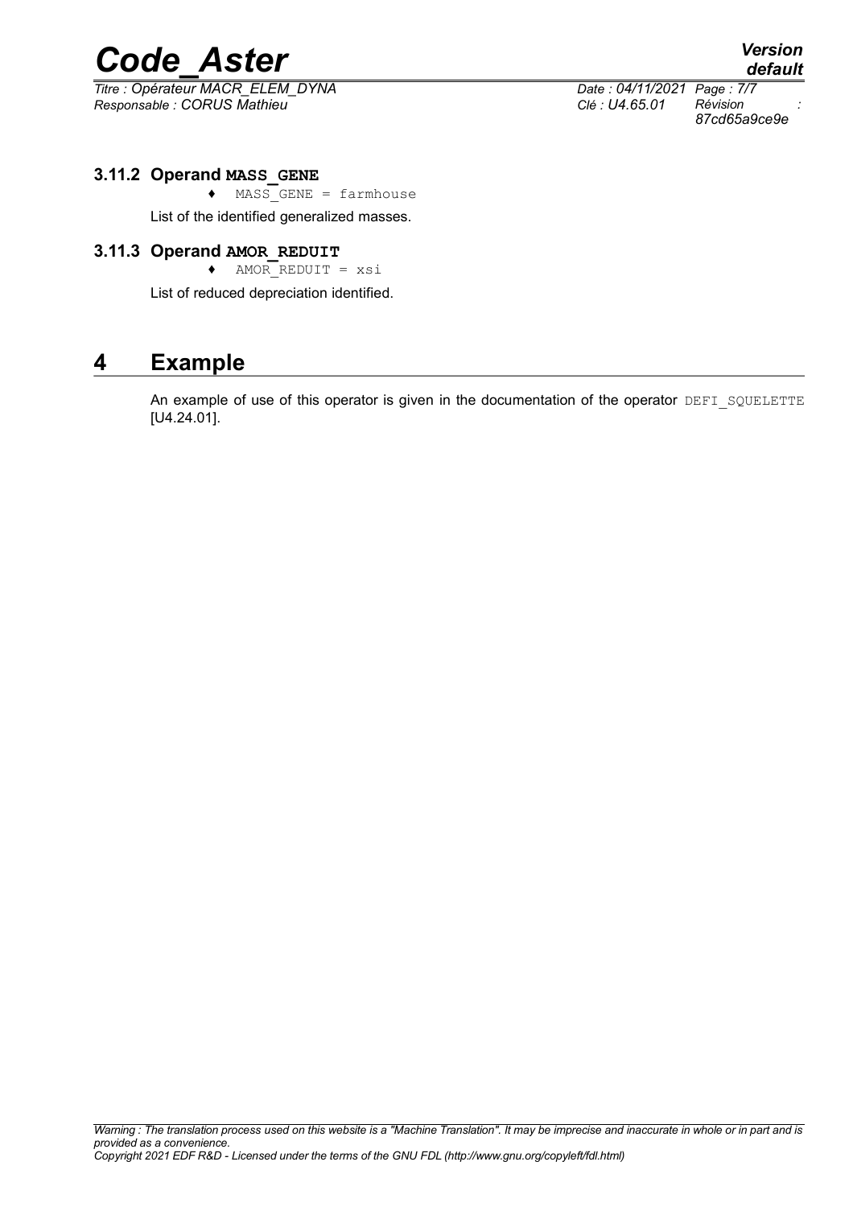### 3.11.2 Operand **MASS_GENE**

♦ `MASS_GENE = farmhouse`

List of the identified generalized masses.

### 3.11.3 Operand **AMOR_REDUIT**

♦ `AMOR_REDUIT = xsi`

List of reduced depreciation identified.

# 4 Example

An example of use of this operator is given in the documentation of the operator `DEFI_SQUELETTE` [U4.24.01].

*Warning : The translation process used on this website is a "Machine Translation". It may be imprecise and inaccurate in whole or in part and is provided as a convenience.*
*Copyright 2021 EDF R&D - Licensed under the terms of the GNU FDL (http://www.gnu.org/copyleft/fdl.html)*